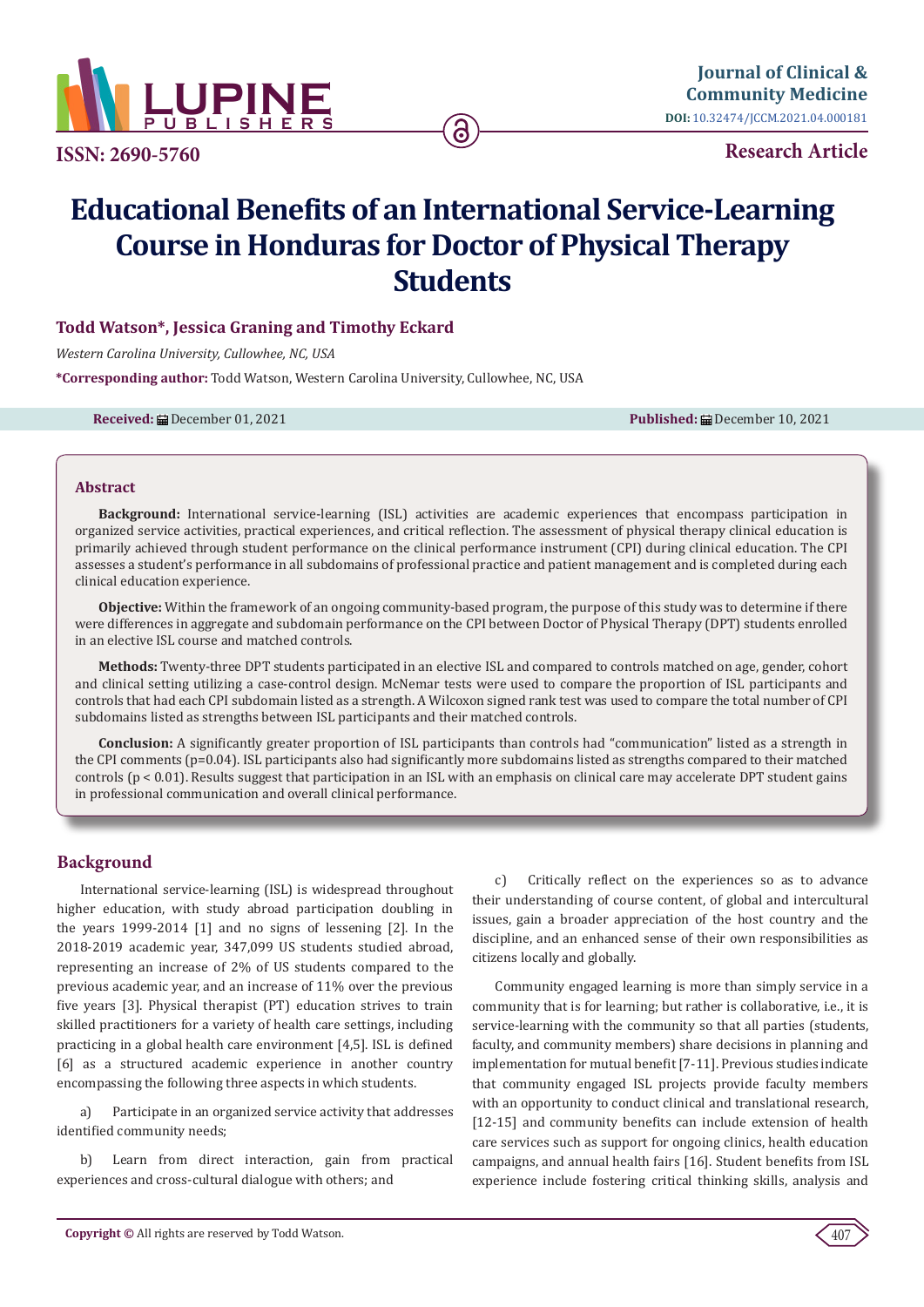ISSN: 2690-5760

Journal of Clinical & Community Medicine

DOI: 10.32474/JCCM.2021.04.000181

Research Article

# Educational Benefits of an International Service-Learning Course in Honduras for Doctor of Physical Therapy Students

**Todd Watson\*, Jessica Graning and Timothy Eckard**

*Western Carolina University, Cullowhee, NC, USA*

**\*Corresponding author:** Todd Watson, Western Carolina University, Cullowhee, NC, USA

**Received:** December 01, 2021 **Published:** December 10, 2021

## Abstract

**Background:** International service-learning (ISL) activities are academic experiences that encompass participation in organized service activities, practical experiences, and critical reflection. The assessment of physical therapy clinical education is primarily achieved through student performance on the clinical performance instrument (CPI) during clinical education. The CPI assesses a student's performance in all subdomains of professional practice and patient management and is completed during each clinical education experience.

**Objective:** Within the framework of an ongoing community-based program, the purpose of this study was to determine if there were differences in aggregate and subdomain performance on the CPI between Doctor of Physical Therapy (DPT) students enrolled in an elective ISL course and matched controls.

**Methods:** Twenty-three DPT students participated in an elective ISL and compared to controls matched on age, gender, cohort and clinical setting utilizing a case-control design. McNemar tests were used to compare the proportion of ISL participants and controls that had each CPI subdomain listed as a strength. A Wilcoxon signed rank test was used to compare the total number of CPI subdomains listed as strengths between ISL participants and their matched controls.

**Conclusion:** A significantly greater proportion of ISL participants than controls had "communication" listed as a strength in the CPI comments ($p=0.04$). ISL participants also had significantly more subdomains listed as strengths compared to their matched controls ($p < 0.01$). Results suggest that participation in an ISL with an emphasis on clinical care may accelerate DPT student gains in professional communication and overall clinical performance.

## Background

International service-learning (ISL) is widespread throughout higher education, with study abroad participation doubling in the years 1999-2014 [1] and no signs of lessening [2]. In the 2018-2019 academic year, 347,099 US students studied abroad, representing an increase of 2% of US students compared to the previous academic year, and an increase of 11% over the previous five years [3]. Physical therapist (PT) education strives to train skilled practitioners for a variety of health care settings, including practicing in a global health care environment [4,5]. ISL is defined [6] as a structured academic experience in another country encompassing the following three aspects in which students.

a) Participate in an organized service activity that addresses identified community needs;

b) Learn from direct interaction, gain from practical experiences and cross-cultural dialogue with others; and

c) Critically reflect on the experiences so as to advance their understanding of course content, of global and intercultural issues, gain a broader appreciation of the host country and the discipline, and an enhanced sense of their own responsibilities as citizens locally and globally.

Community engaged learning is more than simply service in a community that is for learning; but rather is collaborative, i.e., it is service-learning with the community so that all parties (students, faculty, and community members) share decisions in planning and implementation for mutual benefit [7-11]. Previous studies indicate that community engaged ISL projects provide faculty members with an opportunity to conduct clinical and translational research, [12-15] and community benefits can include extension of health care services such as support for ongoing clinics, health education campaigns, and annual health fairs [16]. Student benefits from ISL experience include fostering critical thinking skills, analysis and

**Copyright ©** All rights are reserved by Todd Watson.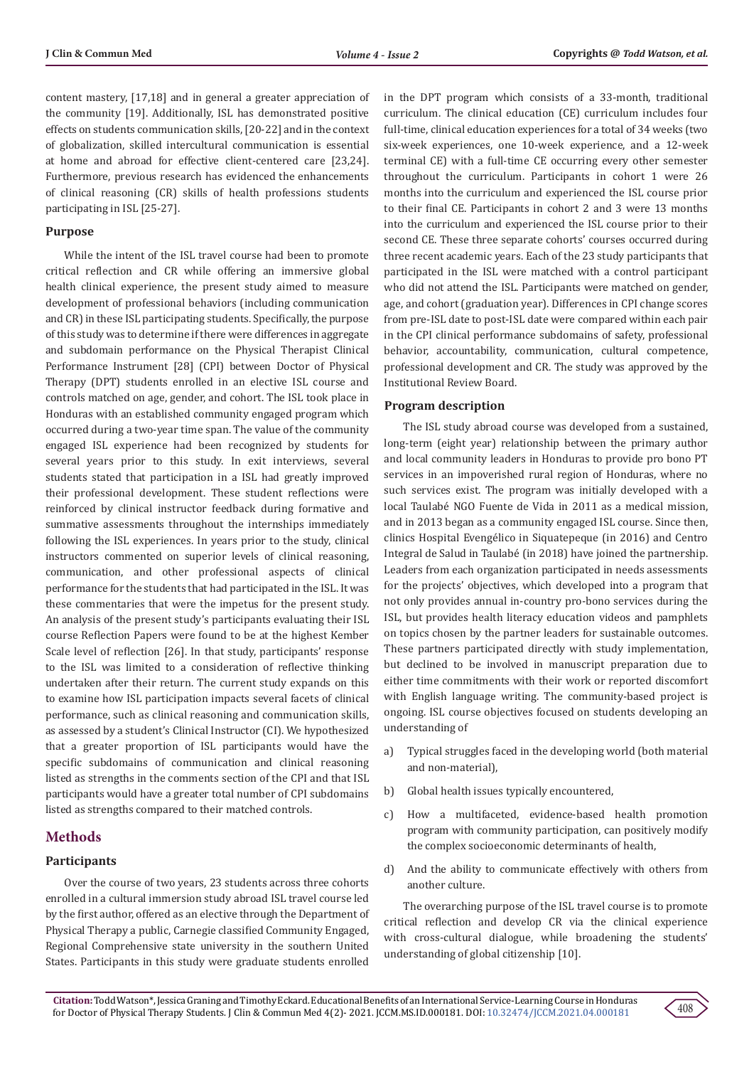content mastery, [17,18] and in general a greater appreciation of the community [19]. Additionally, ISL has demonstrated positive effects on students communication skills, [20-22] and in the context of globalization, skilled intercultural communication is essential at home and abroad for effective client-centered care [23,24]. Furthermore, previous research has evidenced the enhancements of clinical reasoning (CR) skills of health professions students participating in ISL [25-27].

### Purpose

While the intent of the ISL travel course had been to promote critical reflection and CR while offering an immersive global health clinical experience, the present study aimed to measure development of professional behaviors (including communication and CR) in these ISL participating students. Specifically, the purpose of this study was to determine if there were differences in aggregate and subdomain performance on the Physical Therapist Clinical Performance Instrument [28] (CPI) between Doctor of Physical Therapy (DPT) students enrolled in an elective ISL course and controls matched on age, gender, and cohort. The ISL took place in Honduras with an established community engaged program which occurred during a two-year time span. The value of the community engaged ISL experience had been recognized by students for several years prior to this study. In exit interviews, several students stated that participation in a ISL had greatly improved their professional development. These student reflections were reinforced by clinical instructor feedback during formative and summative assessments throughout the internships immediately following the ISL experiences. In years prior to the study, clinical instructors commented on superior levels of clinical reasoning, communication, and other professional aspects of clinical performance for the students that had participated in the ISL. It was these commentaries that were the impetus for the present study. An analysis of the present study's participants evaluating their ISL course Reflection Papers were found to be at the highest Kember Scale level of reflection [26]. In that study, participants' response to the ISL was limited to a consideration of reflective thinking undertaken after their return. The current study expands on this to examine how ISL participation impacts several facets of clinical performance, such as clinical reasoning and communication skills, as assessed by a student's Clinical Instructor (CI). We hypothesized that a greater proportion of ISL participants would have the specific subdomains of communication and clinical reasoning listed as strengths in the comments section of the CPI and that ISL participants would have a greater total number of CPI subdomains listed as strengths compared to their matched controls.

## Methods

### Participants

Over the course of two years, 23 students across three cohorts enrolled in a cultural immersion study abroad ISL travel course led by the first author, offered as an elective through the Department of Physical Therapy a public, Carnegie classified Community Engaged, Regional Comprehensive state university in the southern United States. Participants in this study were graduate students enrolled in the DPT program which consists of a 33-month, traditional curriculum. The clinical education (CE) curriculum includes four full-time, clinical education experiences for a total of 34 weeks (two six-week experiences, one 10-week experience, and a 12-week terminal CE) with a full-time CE occurring every other semester throughout the curriculum. Participants in cohort 1 were 26 months into the curriculum and experienced the ISL course prior to their final CE. Participants in cohort 2 and 3 were 13 months into the curriculum and experienced the ISL course prior to their second CE. These three separate cohorts' courses occurred during three recent academic years. Each of the 23 study participants that participated in the ISL were matched with a control participant who did not attend the ISL. Participants were matched on gender, age, and cohort (graduation year). Differences in CPI change scores from pre-ISL date to post-ISL date were compared within each pair in the CPI clinical performance subdomains of safety, professional behavior, accountability, communication, cultural competence, professional development and CR. The study was approved by the Institutional Review Board.

### Program description

The ISL study abroad course was developed from a sustained, long-term (eight year) relationship between the primary author and local community leaders in Honduras to provide pro bono PT services in an impoverished rural region of Honduras, where no such services exist. The program was initially developed with a local Taulabé NGO Fuente de Vida in 2011 as a medical mission, and in 2013 began as a community engaged ISL course. Since then, clinics Hospital Evengélico in Siquatepeque (in 2016) and Centro Integral de Salud in Taulabé (in 2018) have joined the partnership. Leaders from each organization participated in needs assessments for the projects' objectives, which developed into a program that not only provides annual in-country pro-bono services during the ISL, but provides health literacy education videos and pamphlets on topics chosen by the partner leaders for sustainable outcomes. These partners participated directly with study implementation, but declined to be involved in manuscript preparation due to either time commitments with their work or reported discomfort with English language writing. The community-based project is ongoing. ISL course objectives focused on students developing an understanding of

a) Typical struggles faced in the developing world (both material and non-material),

b) Global health issues typically encountered,

c) How a multifaceted, evidence-based health promotion program with community participation, can positively modify the complex socioeconomic determinants of health,

d) And the ability to communicate effectively with others from another culture.

The overarching purpose of the ISL travel course is to promote critical reflection and develop CR via the clinical experience with cross-cultural dialogue, while broadening the students' understanding of global citizenship [10].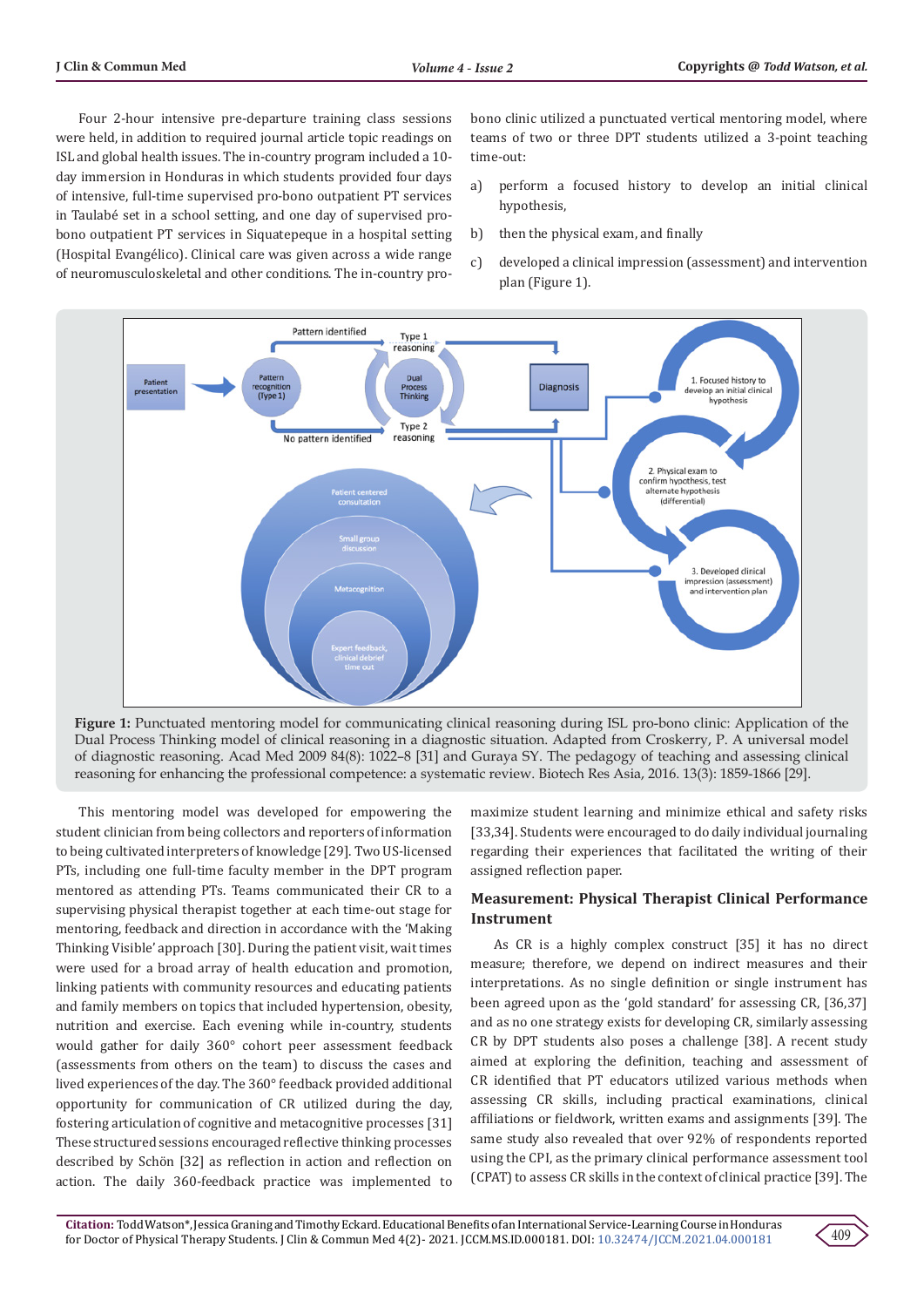Four 2-hour intensive pre-departure training class sessions were held, in addition to required journal article topic readings on ISL and global health issues. The in-country program included a 10-day immersion in Honduras in which students provided four days of intensive, full-time supervised pro-bono outpatient PT services in Taulabé set in a school setting, and one day of supervised pro-bono outpatient PT services in Siquatepeque in a hospital setting (Hospital Evangélico). Clinical care was given across a wide range of neuromusculoskeletal and other conditions. The in-country pro-bono clinic utilized a punctuated vertical mentoring model, where teams of two or three DPT students utilized a 3-point teaching time-out:

a) perform a focused history to develop an initial clinical hypothesis,

b) then the physical exam, and finally

c) developed a clinical impression (assessment) and intervention plan (Figure 1).

**Figure 1:** Punctuated mentoring model for communicating clinical reasoning during ISL pro-bono clinic: Application of the Dual Process Thinking model of clinical reasoning in a diagnostic situation. Adapted from Croskerry, P. A universal model of diagnostic reasoning. Acad Med 2009 84(8): 1022–8 [31] and Guraya SY. The pedagogy of teaching and assessing clinical reasoning for enhancing the professional competence: a systematic review. Biotech Res Asia, 2016. 13(3): 1859-1866 [29].

This mentoring model was developed for empowering the student clinician from being collectors and reporters of information to being cultivated interpreters of knowledge [29]. Two US-licensed PTs, including one full-time faculty member in the DPT program mentored as attending PTs. Teams communicated their CR to a supervising physical therapist together at each time-out stage for mentoring, feedback and direction in accordance with the 'Making Thinking Visible' approach [30]. During the patient visit, wait times were used for a broad array of health education and promotion, linking patients with community resources and educating patients and family members on topics that included hypertension, obesity, nutrition and exercise. Each evening while in-country, students would gather for daily 360° cohort peer assessment feedback (assessments from others on the team) to discuss the cases and lived experiences of the day. The 360° feedback provided additional opportunity for communication of CR utilized during the day, fostering articulation of cognitive and metacognitive processes [31] These structured sessions encouraged reflective thinking processes described by Schön [32] as reflection in action and reflection on action. The daily 360-feedback practice was implemented to maximize student learning and minimize ethical and safety risks [33,34]. Students were encouraged to do daily individual journaling regarding their experiences that facilitated the writing of their assigned reflection paper.

### Measurement: Physical Therapist Clinical Performance Instrument

As CR is a highly complex construct [35] it has no direct measure; therefore, we depend on indirect measures and their interpretations. As no single definition or single instrument has been agreed upon as the 'gold standard' for assessing CR, [36,37] and as no one strategy exists for developing CR, similarly assessing CR by DPT students also poses a challenge [38]. A recent study aimed at exploring the definition, teaching and assessment of CR identified that PT educators utilized various methods when assessing CR skills, including practical examinations, clinical affiliations or fieldwork, written exams and assignments [39]. The same study also revealed that over 92% of respondents reported using the CPI, as the primary clinical performance assessment tool (CPAT) to assess CR skills in the context of clinical practice [39]. The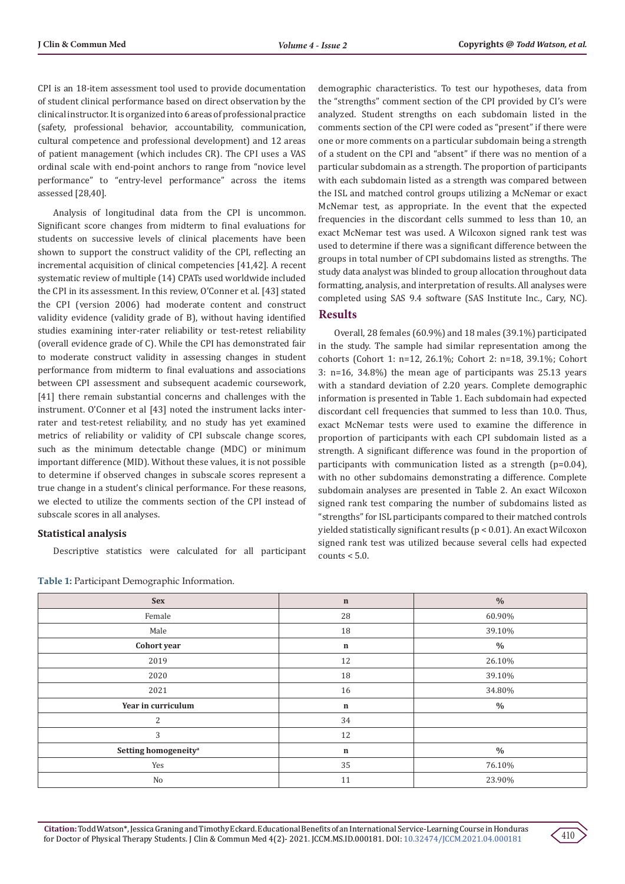CPI is an 18-item assessment tool used to provide documentation of student clinical performance based on direct observation by the clinical instructor. It is organized into 6 areas of professional practice (safety, professional behavior, accountability, communication, cultural competence and professional development) and 12 areas of patient management (which includes CR). The CPI uses a VAS ordinal scale with end-point anchors to range from "novice level performance" to "entry-level performance" across the items assessed [28,40].

Analysis of longitudinal data from the CPI is uncommon. Significant score changes from midterm to final evaluations for students on successive levels of clinical placements have been shown to support the construct validity of the CPI, reflecting an incremental acquisition of clinical competencies [41,42]. A recent systematic review of multiple (14) CPATs used worldwide included the CPI in its assessment. In this review, O'Conner et al. [43] stated the CPI (version 2006) had moderate content and construct validity evidence (validity grade of B), without having identified studies examining inter-rater reliability or test-retest reliability (overall evidence grade of C). While the CPI has demonstrated fair to moderate construct validity in assessing changes in student performance from midterm to final evaluations and associations between CPI assessment and subsequent academic coursework, [41] there remain substantial concerns and challenges with the instrument. O'Conner et al [43] noted the instrument lacks inter-rater and test-retest reliability, and no study has yet examined metrics of reliability or validity of CPI subscale change scores, such as the minimum detectable change (MDC) or minimum important difference (MID). Without these values, it is not possible to determine if observed changes in subscale scores represent a true change in a student's clinical performance. For these reasons, we elected to utilize the comments section of the CPI instead of subscale scores in all analyses.

### Statistical analysis

Descriptive statistics were calculated for all participant demographic characteristics. To test our hypotheses, data from the "strengths" comment section of the CPI provided by CI's were analyzed. Student strengths on each subdomain listed in the comments section of the CPI were coded as "present" if there were one or more comments on a particular subdomain being a strength of a student on the CPI and "absent" if there was no mention of a particular subdomain as a strength. The proportion of participants with each subdomain listed as a strength was compared between the ISL and matched control groups utilizing a McNemar or exact McNemar test, as appropriate. In the event that the expected frequencies in the discordant cells summed to less than 10, an exact McNemar test was used. A Wilcoxon signed rank test was used to determine if there was a significant difference between the groups in total number of CPI subdomains listed as strengths. The study data analyst was blinded to group allocation throughout data formatting, analysis, and interpretation of results. All analyses were completed using SAS 9.4 software (SAS Institute Inc., Cary, NC).

## Results

Overall, 28 females (60.9%) and 18 males (39.1%) participated in the study. The sample had similar representation among the cohorts (Cohort 1: n=12, 26.1%; Cohort 2: n=18, 39.1%; Cohort 3: n=16, 34.8%) the mean age of participants was 25.13 years with a standard deviation of 2.20 years. Complete demographic information is presented in Table 1. Each subdomain had expected discordant cell frequencies that summed to less than 10.0. Thus, exact McNemar tests were used to examine the difference in proportion of participants with each CPI subdomain listed as a strength. A significant difference was found in the proportion of participants with communication listed as a strength ($p=0.04$), with no other subdomains demonstrating a difference. Complete subdomain analyses are presented in Table 2. An exact Wilcoxon signed rank test comparing the number of subdomains listed as "strengths" for ISL participants compared to their matched controls yielded statistically significant results ($p < 0.01$). An exact Wilcoxon signed rank test was utilized because several cells had expected counts < 5.0.

**Table 1:** Participant Demographic Information.

| **Sex** | **n** | **%** |
|---|---|---|
| Female | 28 | 60.90% |
| Male | 18 | 39.10% |
| **Cohort year** | **n** | **%** |
| 2019 | 12 | 26.10% |
| 2020 | 18 | 39.10% |
| 2021 | 16 | 34.80% |
| **Year in curriculum** | **n** | **%** |
| 2 | 34 | |
| 3 | 12 | |
| **Setting homogeneity[a]** | **n** | **%** |
| Yes | 35 | 76.10% |
| No | 11 | 23.90% |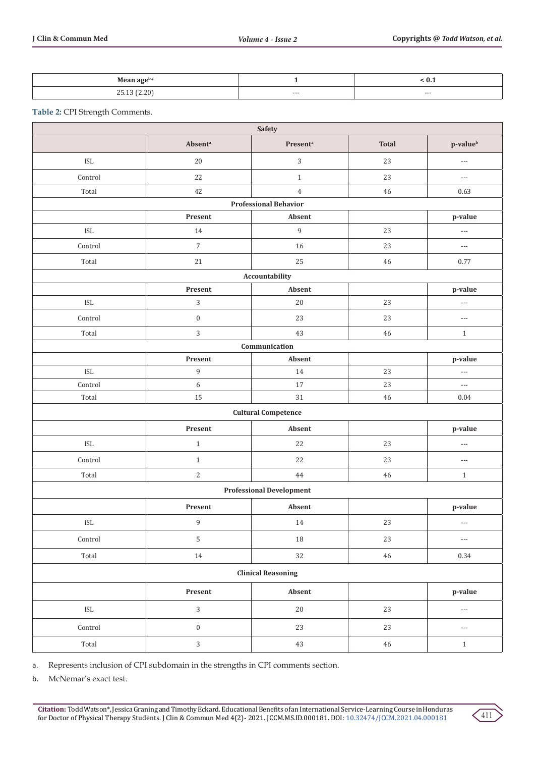| Mean age[b,c] | 1 | < 0.1 |
|---|---|---|
| 25.13 (2.20) | --- | --- |

**Table 2:** CPI Strength Comments.

| Safety | | | | |
|---|---|---|---|---|
| | Absent[a] | Present[a] | Total | p-value[b] |
| ISL | 20 | 3 | 23 | --- |
| Control | 22 | 1 | 23 | --- |
| Total | 42 | 4 | 46 | 0.63 |
| **Professional Behavior** | | | | |
| | **Present** | **Absent** | | **p-value** |
| ISL | 14 | 9 | 23 | --- |
| Control | 7 | 16 | 23 | --- |
| Total | 21 | 25 | 46 | 0.77 |
| **Accountability** | | | | |
| | **Present** | **Absent** | | **p-value** |
| ISL | 3 | 20 | 23 | --- |
| Control | 0 | 23 | 23 | --- |
| Total | 3 | 43 | 46 | 1 |
| **Communication** | | | | |
| | **Present** | **Absent** | | **p-value** |
| ISL | 9 | 14 | 23 | --- |
| Control | 6 | 17 | 23 | --- |
| Total | 15 | 31 | 46 | 0.04 |
| **Cultural Competence** | | | | |
| | **Present** | **Absent** | | **p-value** |
| ISL | 1 | 22 | 23 | --- |
| Control | 1 | 22 | 23 | --- |
| Total | 2 | 44 | 46 | 1 |
| **Professional Development** | | | | |
| | **Present** | **Absent** | | **p-value** |
| ISL | 9 | 14 | 23 | --- |
| Control | 5 | 18 | 23 | --- |
| Total | 14 | 32 | 46 | 0.34 |
| **Clinical Reasoning** | | | | |
| | **Present** | **Absent** | | **p-value** |
| ISL | 3 | 20 | 23 | --- |
| Control | 0 | 23 | 23 | --- |
| Total | 3 | 43 | 46 | 1 |

a. Represents inclusion of CPI subdomain in the strengths in CPI comments section.

b. McNemar's exact test.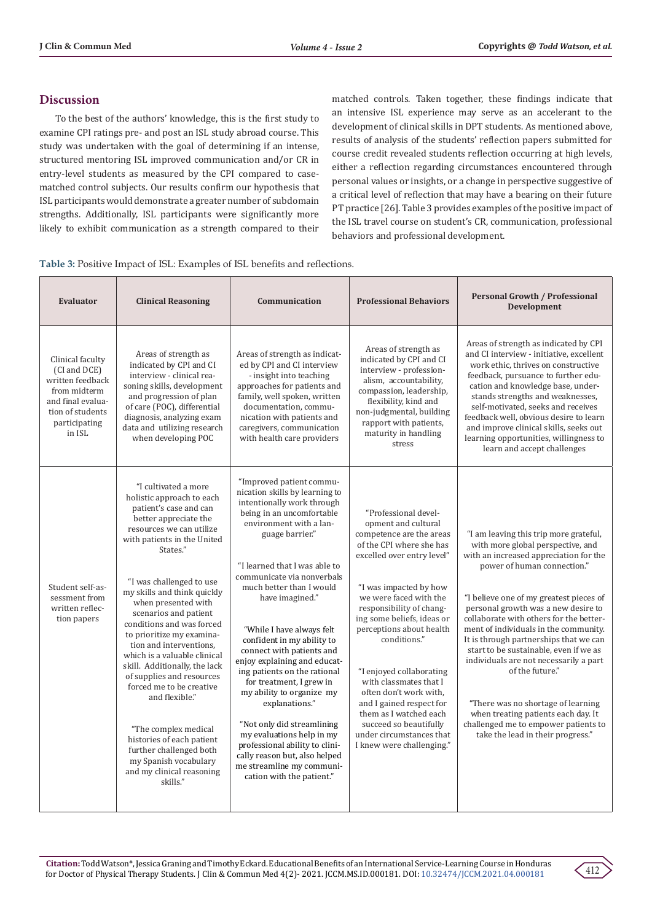## Discussion

To the best of the authors' knowledge, this is the first study to examine CPI ratings pre- and post an ISL study abroad course. This study was undertaken with the goal of determining if an intense, structured mentoring ISL improved communication and/or CR in entry-level students as measured by the CPI compared to case-matched control subjects. Our results confirm our hypothesis that ISL participants would demonstrate a greater number of subdomain strengths. Additionally, ISL participants were significantly more likely to exhibit communication as a strength compared to their matched controls. Taken together, these findings indicate that an intensive ISL experience may serve as an accelerant to the development of clinical skills in DPT students. As mentioned above, results of analysis of the students' reflection papers submitted for course credit revealed students reflection occurring at high levels, either a reflection regarding circumstances encountered through personal values or insights, or a change in perspective suggestive of a critical level of reflection that may have a bearing on their future PT practice [26]. Table 3 provides examples of the positive impact of the ISL travel course on student's CR, communication, professional behaviors and professional development.

**Table 3:** Positive Impact of ISL: Examples of ISL benefits and reflections.

| Evaluator | Clinical Reasoning | Communication | Professional Behaviors | Personal Growth / Professional Development |
|---|---|---|---|---|
| Clinical faculty (CI and DCE) written feedback from midterm and final evaluation of students participating in ISL | Areas of strength as indicated by CPI and CI interview - clinical reasoning skills, development and progression of plan of care (POC), differential diagnosis, analyzing exam data and utilizing research when developing POC | Areas of strength as indicated by CPI and CI interview - insight into teaching approaches for patients and family, well spoken, written documentation, communication with patients and caregivers, communication with health care providers | Areas of strength as indicated by CPI and CI interview - professionalism, accountability, compassion, leadership, flexibility, kind and non-judgmental, building rapport with patients, maturity in handling stress | Areas of strength as indicated by CPI and CI interview - initiative, excellent work ethic, thrives on constructive feedback, pursuance to further education and knowledge base, understands strengths and weaknesses, self-motivated, seeks and receives feedback well, obvious desire to learn and improve clinical skills, seeks out learning opportunities, willingness to learn and accept challenges |
| Student self-assessment from written reflection papers | "I cultivated a more holistic approach to each patient's case and can better appreciate the resources we can utilize with patients in the United States."<br><br>"I was challenged to use my skills and think quickly when presented with scenarios and patient conditions and was forced to prioritize my examination and interventions, which is a valuable clinical skill. Additionally, the lack of supplies and resources forced me to be creative and flexible."<br><br>"The complex medical histories of each patient further challenged both my Spanish vocabulary and my clinical reasoning skills." | "Improved patient communication skills by learning to intentionally work through being in an uncomfortable environment with a language barrier."<br><br>"I learned that I was able to communicate via nonverbals much better than I would have imagined."<br><br>"While I have always felt confident in my ability to connect with patients and enjoy explaining and educating patients on the rational for treatment, I grew in my ability to organize my explanations."<br><br>"Not only did streamlining my evaluations help in my professional ability to clinically reason but, also helped me streamline my communication with the patient." | "Professional development and cultural competence are the areas of the CPI where she has excelled over entry level"<br><br>"I was impacted by how we were faced with the responsibility of changing some beliefs, ideas or perceptions about health conditions."<br><br>"I enjoyed collaborating with classmates that I often don't work with, and I gained respect for them as I watched each succeed so beautifully under circumstances that I knew were challenging." | "I am leaving this trip more grateful, with more global perspective, and with an increased appreciation for the power of human connection."<br><br>"I believe one of my greatest pieces of personal growth was a new desire to collaborate with others for the betterment of individuals in the community. It is through partnerships that we can start to be sustainable, even if we as individuals are not necessarily a part of the future."<br><br>"There was no shortage of learning when treating patients each day. It challenged me to empower patients to take the lead in their progress." |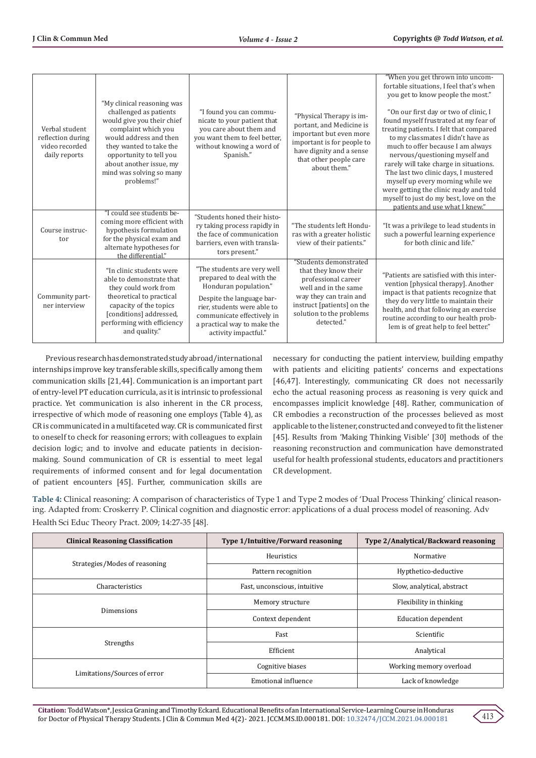| | | | | |
|---|---|---|---|---|
| Verbal student reflection during video recorded daily reports | "My clinical reasoning was challenged as patients would give you their chief complaint which you would address and then they wanted to take the opportunity to tell you about another issue, my mind was solving so many problems!" | "I found you can communicate to your patient that you care about them and you want them to feel better, without knowing a word of Spanish." | "Physical Therapy is important, and Medicine is important but even more important is for people to have dignity and a sense that other people care about them." | "When you get thrown into uncomfortable situations, I feel that's when you get to know people the most." "On our first day or two of clinic, I found myself frustrated at my fear of treating patients. I felt that compared to my classmates I didn't have as much to offer because I am always nervous/questioning myself and rarely will take charge in situations. The last two clinic days, I mustered myself up every morning while we were getting the clinic ready and told myself to just do my best, love on the patients and use what I knew." |
| Course instructor | "I could see students becoming more efficient with hypothesis formulation for the physical exam and alternate hypotheses for the differential." | "Students honed their history taking process rapidly in the face of communication barriers, even with translators present." | "The students left Honduras with a greater holistic view of their patients." | "It was a privilege to lead students in such a powerful learning experience for both clinic and life." |
| Community partner interview | "In clinic students were able to demonstrate that they could work from theoretical to practical capacity of the topics [conditions] addressed, performing with efficiency and quality." | "The students are very well prepared to deal with the Honduran population." Despite the language barrier, students were able to communicate effectively in a practical way to make the activity impactful." | "Students demonstrated that they know their professional career well and in the same way they can train and instruct [patients] on the solution to the problems detected." | "Patients are satisfied with this intervention [physical therapy]. Another impact is that patients recognize that they do very little to maintain their health, and that following an exercise routine according to our health problem is of great help to feel better." |

Previous research has demonstrated study abroad/international internships improve key transferable skills, specifically among them communication skills [21,44]. Communication is an important part of entry-level PT education curricula, as it is intrinsic to professional practice. Yet communication is also inherent in the CR process, irrespective of which mode of reasoning one employs (Table 4), as CR is communicated in a multifaceted way. CR is communicated first to oneself to check for reasoning errors; with colleagues to explain decision logic; and to involve and educate patients in decision-making. Sound communication of CR is essential to meet legal requirements of informed consent and for legal documentation of patient encounters [45]. Further, communication skills are necessary for conducting the patient interview, building empathy with patients and eliciting patients' concerns and expectations [46,47]. Interestingly, communicating CR does not necessarily echo the actual reasoning process as reasoning is very quick and encompasses implicit knowledge [48]. Rather, communication of CR embodies a reconstruction of the processes believed as most applicable to the listener, constructed and conveyed to fit the listener [45]. Results from 'Making Thinking Visible' [30] methods of the reasoning reconstruction and communication have demonstrated useful for health professional students, educators and practitioners CR development.

**Table 4:** Clinical reasoning: A comparison of characteristics of Type 1 and Type 2 modes of 'Dual Process Thinking' clinical reasoning. Adapted from: Croskerry P. Clinical cognition and diagnostic error: applications of a dual process model of reasoning. Adv Health Sci Educ Theory Pract. 2009; 14:27-35 [48].

| Clinical Reasoning Classification | Type 1/Intuitive/Forward reasoning | Type 2/Analytical/Backward reasoning |
|---|---|---|
| Strategies/Modes of reasoning | Heuristics | Normative |
| | Pattern recognition | Hypthetico-deductive |
| Characteristics | Fast, unconscious, intuitive | Slow, analytical, abstract |
| Dimensions | Memory structure | Flexibility in thinking |
| | Context dependent | Education dependent |
| Strengths | Fast | Scientific |
| | Efficient | Analytical |
| Limitations/Sources of error | Cognitive biases | Working memory overload |
| | Emotional influence | Lack of knowledge |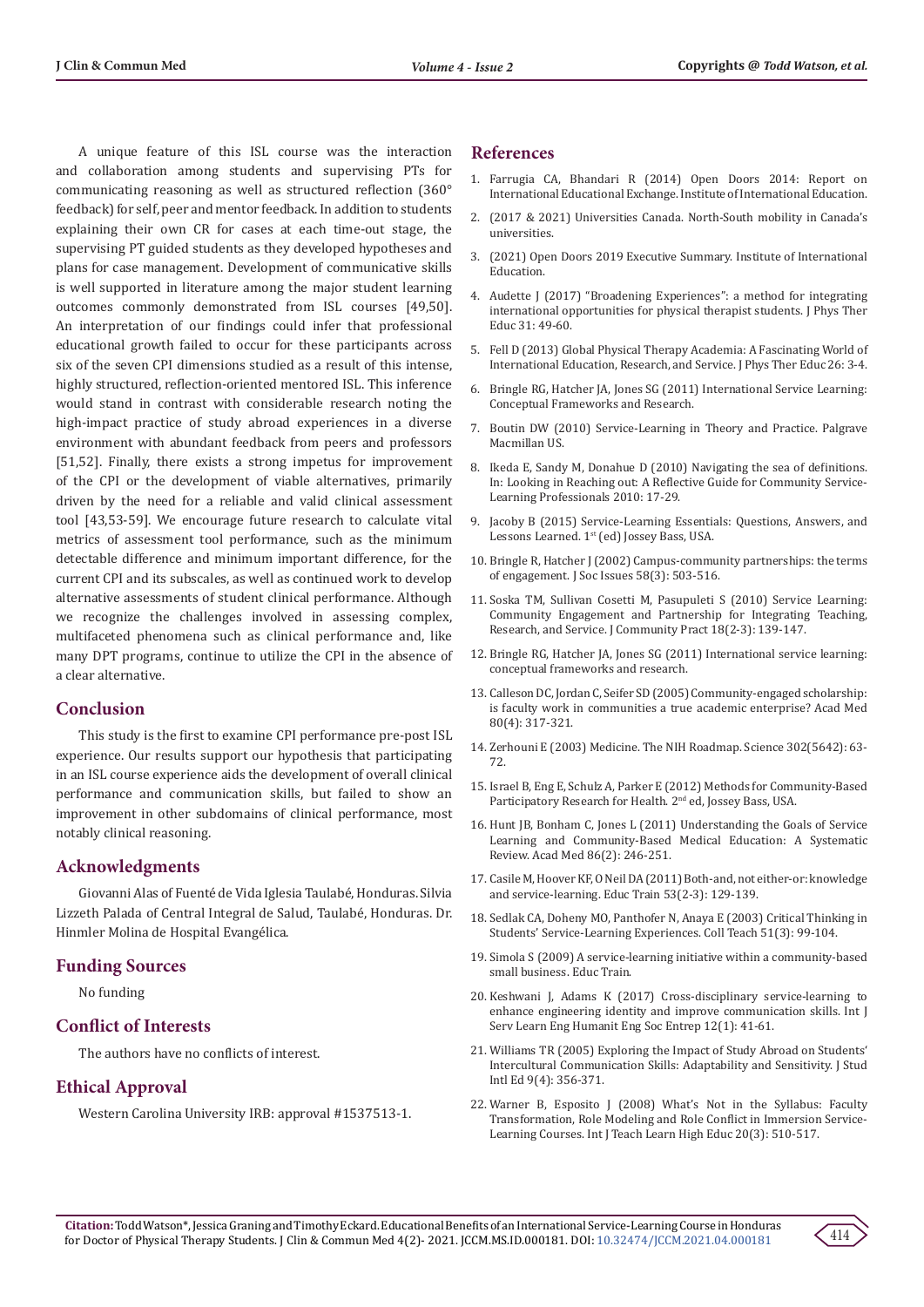A unique feature of this ISL course was the interaction and collaboration among students and supervising PTs for communicating reasoning as well as structured reflection (360° feedback) for self, peer and mentor feedback. In addition to students explaining their own CR for cases at each time-out stage, the supervising PT guided students as they developed hypotheses and plans for case management. Development of communicative skills is well supported in literature among the major student learning outcomes commonly demonstrated from ISL courses [49,50]. An interpretation of our findings could infer that professional educational growth failed to occur for these participants across six of the seven CPI dimensions studied as a result of this intense, highly structured, reflection-oriented mentored ISL. This inference would stand in contrast with considerable research noting the high-impact practice of study abroad experiences in a diverse environment with abundant feedback from peers and professors [51,52]. Finally, there exists a strong impetus for improvement of the CPI or the development of viable alternatives, primarily driven by the need for a reliable and valid clinical assessment tool [43,53-59]. We encourage future research to calculate vital metrics of assessment tool performance, such as the minimum detectable difference and minimum important difference, for the current CPI and its subscales, as well as continued work to develop alternative assessments of student clinical performance. Although we recognize the challenges involved in assessing complex, multifaceted phenomena such as clinical performance and, like many DPT programs, continue to utilize the CPI in the absence of a clear alternative.

## Conclusion

This study is the first to examine CPI performance pre-post ISL experience. Our results support our hypothesis that participating in an ISL course experience aids the development of overall clinical performance and communication skills, but failed to show an improvement in other subdomains of clinical performance, most notably clinical reasoning.

## Acknowledgments

Giovanni Alas of Fuenté de Vida Iglesia Taulabé, Honduras. Silvia Lizzeth Palada of Central Integral de Salud, Taulabé, Honduras. Dr. Hinmler Molina de Hospital Evangélica.

## Funding Sources

No funding

## Conflict of Interests

The authors have no conflicts of interest.

## Ethical Approval

Western Carolina University IRB: approval #1537513-1.

## References

1. Farrugia CA, Bhandari R (2014) Open Doors 2014: Report on International Educational Exchange. Institute of International Education.
2. (2017 & 2021) Universities Canada. North-South mobility in Canada's universities.
3. (2021) Open Doors 2019 Executive Summary. Institute of International Education.
4. Audette J (2017) "Broadening Experiences": a method for integrating international opportunities for physical therapist students. J Phys Ther Educ 31: 49-60.
5. Fell D (2013) Global Physical Therapy Academia: A Fascinating World of International Education, Research, and Service. J Phys Ther Educ 26: 3-4.
6. Bringle RG, Hatcher JA, Jones SG (2011) International Service Learning: Conceptual Frameworks and Research.
7. Boutin DW (2010) Service-Learning in Theory and Practice. Palgrave Macmillan US.
8. Ikeda E, Sandy M, Donahue D (2010) Navigating the sea of definitions. In: Looking in Reaching out: A Reflective Guide for Community Service-Learning Professionals 2010: 17-29.
9. Jacoby B (2015) Service-Learning Essentials: Questions, Answers, and Lessons Learned. 1st (ed) Jossey Bass, USA.
10. Bringle R, Hatcher J (2002) Campus-community partnerships: the terms of engagement. J Soc Issues 58(3): 503-516.
11. Soska TM, Sullivan Cosetti M, Pasupuleti S (2010) Service Learning: Community Engagement and Partnership for Integrating Teaching, Research, and Service. J Community Pract 18(2-3): 139-147.
12. Bringle RG, Hatcher JA, Jones SG (2011) International service learning: conceptual frameworks and research.
13. Calleson DC, Jordan C, Seifer SD (2005) Community-engaged scholarship: is faculty work in communities a true academic enterprise? Acad Med 80(4): 317-321.
14. Zerhouni E (2003) Medicine. The NIH Roadmap. Science 302(5642): 63-72.
15. Israel B, Eng E, Schulz A, Parker E (2012) Methods for Community-Based Participatory Research for Health. 2nd ed, Jossey Bass, USA.
16. Hunt JB, Bonham C, Jones L (2011) Understanding the Goals of Service Learning and Community-Based Medical Education: A Systematic Review. Acad Med 86(2): 246-251.
17. Casile M, Hoover KF, O Neil DA (2011) Both-and, not either-or: knowledge and service-learning. Educ Train 53(2-3): 129-139.
18. Sedlak CA, Doheny MO, Panthofer N, Anaya E (2003) Critical Thinking in Students' Service-Learning Experiences. Coll Teach 51(3): 99-104.
19. Simola S (2009) A service-learning initiative within a community-based small business. Educ Train.
20. Keshwani J, Adams K (2017) Cross-disciplinary service-learning to enhance engineering identity and improve communication skills. Int J Serv Learn Eng Humanit Eng Soc Entrep 12(1): 41-61.
21. Williams TR (2005) Exploring the Impact of Study Abroad on Students' Intercultural Communication Skills: Adaptability and Sensitivity. J Stud Intl Ed 9(4): 356-371.
22. Warner B, Esposito J (2008) What's Not in the Syllabus: Faculty Transformation, Role Modeling and Role Conflict in Immersion Service-Learning Courses. Int J Teach Learn High Educ 20(3): 510-517.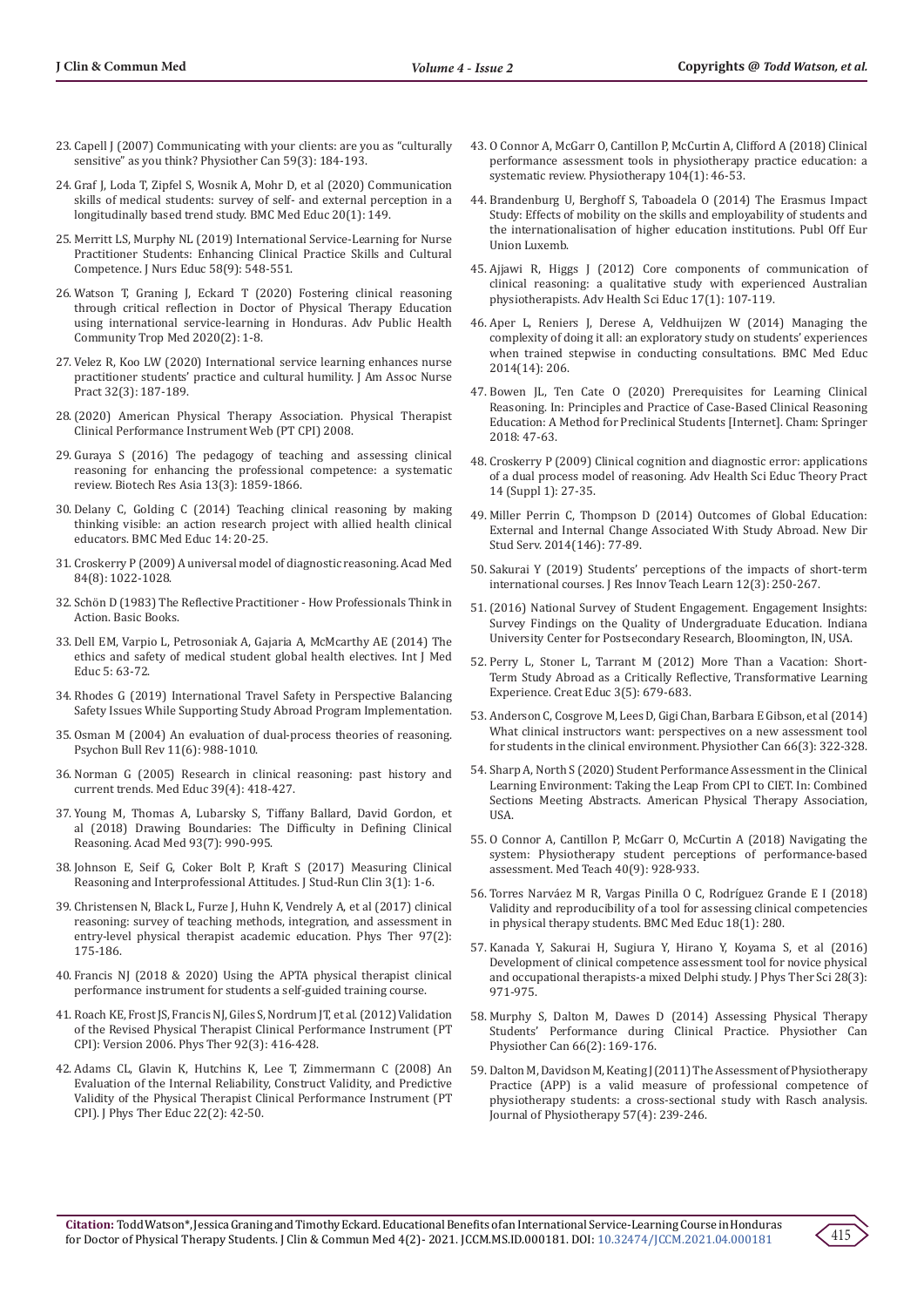23. Capell J (2007) Communicating with your clients: are you as "culturally sensitive" as you think? Physiother Can 59(3): 184-193.

24. Graf J, Loda T, Zipfel S, Wosnik A, Mohr D, et al (2020) Communication skills of medical students: survey of self- and external perception in a longitudinally based trend study. BMC Med Educ 20(1): 149.

25. Merritt LS, Murphy NL (2019) International Service-Learning for Nurse Practitioner Students: Enhancing Clinical Practice Skills and Cultural Competence. J Nurs Educ 58(9): 548-551.

26. Watson T, Graning J, Eckard T (2020) Fostering clinical reasoning through critical reflection in Doctor of Physical Therapy Education using international service-learning in Honduras. Adv Public Health Community Trop Med 2020(2): 1-8.

27. Velez R, Koo LW (2020) International service learning enhances nurse practitioner students' practice and cultural humility. J Am Assoc Nurse Pract 32(3): 187-189.

28. (2020) American Physical Therapy Association. Physical Therapist Clinical Performance Instrument Web (PT CPI) 2008.

29. Guraya S (2016) The pedagogy of teaching and assessing clinical reasoning for enhancing the professional competence: a systematic review. Biotech Res Asia 13(3): 1859-1866.

30. Delany C, Golding C (2014) Teaching clinical reasoning by making thinking visible: an action research project with allied health clinical educators. BMC Med Educ 14: 20-25.

31. Croskerry P (2009) A universal model of diagnostic reasoning. Acad Med 84(8): 1022-1028.

32. Schön D (1983) The Reflective Practitioner - How Professionals Think in Action. Basic Books.

33. Dell EM, Varpio L, Petrosoniak A, Gajaria A, McMcarthy AE (2014) The ethics and safety of medical student global health electives. Int J Med Educ 5: 63-72.

34. Rhodes G (2019) International Travel Safety in Perspective Balancing Safety Issues While Supporting Study Abroad Program Implementation.

35. Osman M (2004) An evaluation of dual-process theories of reasoning. Psychon Bull Rev 11(6): 988-1010.

36. Norman G (2005) Research in clinical reasoning: past history and current trends. Med Educ 39(4): 418-427.

37. Young M, Thomas A, Lubarsky S, Tiffany Ballard, David Gordon, et al (2018) Drawing Boundaries: The Difficulty in Defining Clinical Reasoning. Acad Med 93(7): 990-995.

38. Johnson E, Seif G, Coker Bolt P, Kraft S (2017) Measuring Clinical Reasoning and Interprofessional Attitudes. J Stud-Run Clin 3(1): 1-6.

39. Christensen N, Black L, Furze J, Huhn K, Vendrely A, et al (2017) clinical reasoning: survey of teaching methods, integration, and assessment in entry-level physical therapist academic education. Phys Ther 97(2): 175-186.

40. Francis NJ (2018 & 2020) Using the APTA physical therapist clinical performance instrument for students a self-guided training course.

41. Roach KE, Frost JS, Francis NJ, Giles S, Nordrum JT, et al. (2012) Validation of the Revised Physical Therapist Clinical Performance Instrument (PT CPI): Version 2006. Phys Ther 92(3): 416-428.

42. Adams CL, Glavin K, Hutchins K, Lee T, Zimmermann C (2008) An Evaluation of the Internal Reliability, Construct Validity, and Predictive Validity of the Physical Therapist Clinical Performance Instrument (PT CPI). J Phys Ther Educ 22(2): 42-50.

43. O Connor A, McGarr O, Cantillon P, McCurtin A, Clifford A (2018) Clinical performance assessment tools in physiotherapy practice education: a systematic review. Physiotherapy 104(1): 46-53.

44. Brandenburg U, Berghoff S, Taboadela O (2014) The Erasmus Impact Study: Effects of mobility on the skills and employability of students and the internationalisation of higher education institutions. Publ Off Eur Union Luxemb.

45. Ajjawi R, Higgs J (2012) Core components of communication of clinical reasoning: a qualitative study with experienced Australian physiotherapists. Adv Health Sci Educ 17(1): 107-119.

46. Aper L, Reniers J, Derese A, Veldhuijzen W (2014) Managing the complexity of doing it all: an exploratory study on students' experiences when trained stepwise in conducting consultations. BMC Med Educ 2014(14): 206.

47. Bowen JL, Ten Cate O (2020) Prerequisites for Learning Clinical Reasoning. In: Principles and Practice of Case-Based Clinical Reasoning Education: A Method for Preclinical Students [Internet]. Cham: Springer 2018: 47-63.

48. Croskerry P (2009) Clinical cognition and diagnostic error: applications of a dual process model of reasoning. Adv Health Sci Educ Theory Pract 14 (Suppl 1): 27-35.

49. Miller Perrin C, Thompson D (2014) Outcomes of Global Education: External and Internal Change Associated With Study Abroad. New Dir Stud Serv. 2014(146): 77-89.

50. Sakurai Y (2019) Students' perceptions of the impacts of short-term international courses. J Res Innov Teach Learn 12(3): 250-267.

51. (2016) National Survey of Student Engagement. Engagement Insights: Survey Findings on the Quality of Undergraduate Education. Indiana University Center for Postsecondary Research, Bloomington, IN, USA.

52. Perry L, Stoner L, Tarrant M (2012) More Than a Vacation: Short-Term Study Abroad as a Critically Reflective, Transformative Learning Experience. Creat Educ 3(5): 679-683.

53. Anderson C, Cosgrove M, Lees D, Gigi Chan, Barbara E Gibson, et al (2014) What clinical instructors want: perspectives on a new assessment tool for students in the clinical environment. Physiother Can 66(3): 322-328.

54. Sharp A, North S (2020) Student Performance Assessment in the Clinical Learning Environment: Taking the Leap From CPI to CIET. In: Combined Sections Meeting Abstracts. American Physical Therapy Association, USA.

55. O Connor A, Cantillon P, McGarr O, McCurtin A (2018) Navigating the system: Physiotherapy student perceptions of performance-based assessment. Med Teach 40(9): 928-933.

56. Torres Narváez M R, Vargas Pinilla O C, Rodríguez Grande E I (2018) Validity and reproducibility of a tool for assessing clinical competencies in physical therapy students. BMC Med Educ 18(1): 280.

57. Kanada Y, Sakurai H, Sugiura Y, Hirano Y, Koyama S, et al (2016) Development of clinical competence assessment tool for novice physical and occupational therapists-a mixed Delphi study. J Phys Ther Sci 28(3): 971-975.

58. Murphy S, Dalton M, Dawes D (2014) Assessing Physical Therapy Students' Performance during Clinical Practice. Physiother Can 66(2): 169-176.

59. Dalton M, Davidson M, Keating J (2011) The Assessment of Physiotherapy Practice (APP) is a valid measure of professional competence of physiotherapy students: a cross-sectional study with Rasch analysis. Journal of Physiotherapy 57(4): 239-246.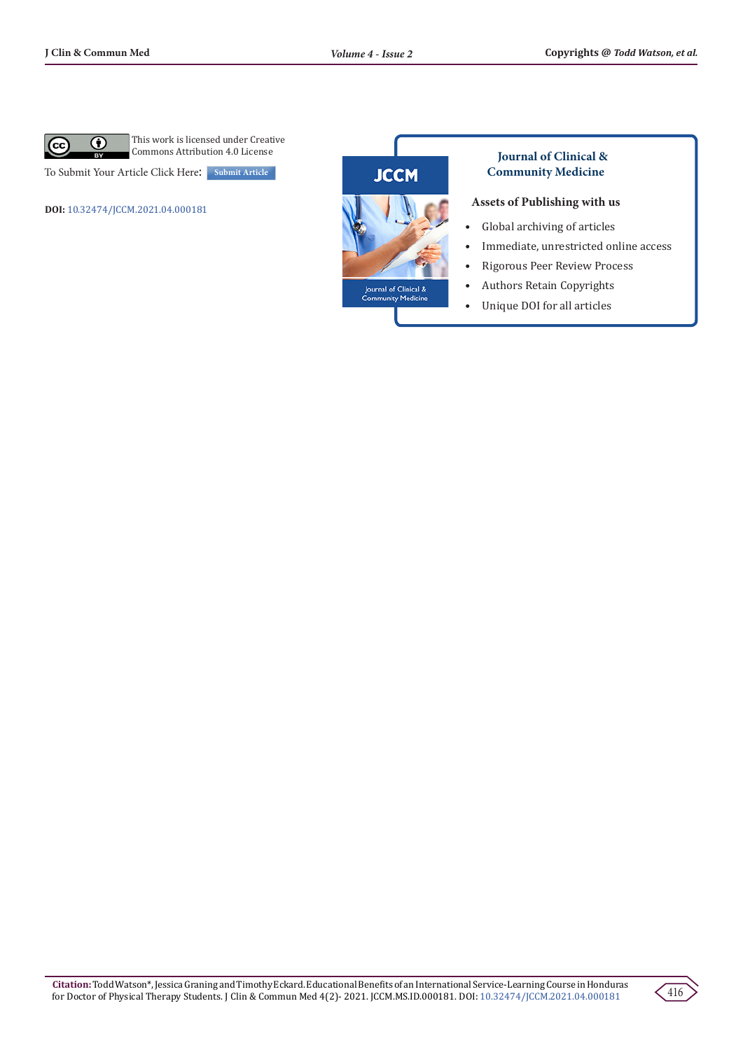This work is licensed under Creative Commons Attribution 4.0 License

To Submit Your Article Click Here: Submit Article

**DOI:** 10.32474/JCCM.2021.04.000181

**Journal of Clinical & Community Medicine**

**Assets of Publishing with us**

- Global archiving of articles
- Immediate, unrestricted online access
- Rigorous Peer Review Process
- Authors Retain Copyrights
- Unique DOI for all articles

**Citation:** Todd Watson*, Jessica Graning and Timothy Eckard. Educational Benefits of an International Service-Learning Course in Honduras for Doctor of Physical Therapy Students. J Clin & Commun Med 4(2)- 2021. JCCM.MS.ID.000181. DOI: 10.32474/JCCM.2021.04.000181